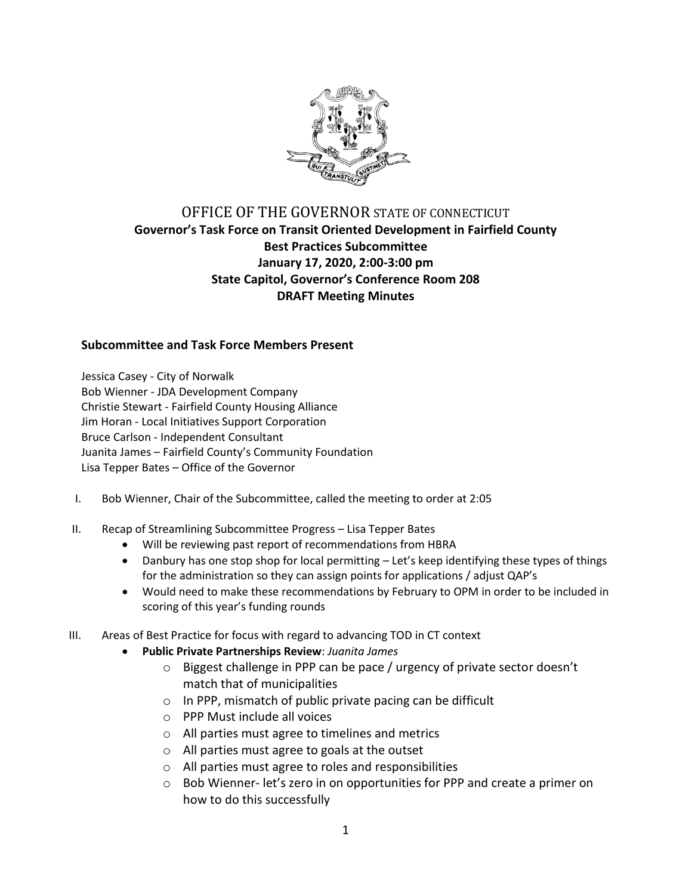# OFFICE OF THE GOVERNOR STATE OF CONNECTICUT

**Governor's Task Force on Transit Oriented Development in Fairfield County**
**Best Practices Subcommittee**
**January 17, 2020, 2:00-3:00 pm**
**State Capitol, Governor's Conference Room 208**
**DRAFT Meeting Minutes**

## Subcommittee and Task Force Members Present

Jessica Casey - City of Norwalk
Bob Wienner - JDA Development Company
Christie Stewart - Fairfield County Housing Alliance
Jim Horan - Local Initiatives Support Corporation
Bruce Carlson - Independent Consultant
Juanita James – Fairfield County's Community Foundation
Lisa Tepper Bates – Office of the Governor

I. Bob Wienner, Chair of the Subcommittee, called the meeting to order at 2:05

II. Recap of Streamlining Subcommittee Progress – Lisa Tepper Bates
   - Will be reviewing past report of recommendations from HBRA
   - Danbury has one stop shop for local permitting – Let's keep identifying these types of things for the administration so they can assign points for applications / adjust QAP's
   - Would need to make these recommendations by February to OPM in order to be included in scoring of this year's funding rounds

III. Areas of Best Practice for focus with regard to advancing TOD in CT context
   - **Public Private Partnerships Review**: *Juanita James*
     - Biggest challenge in PPP can be pace / urgency of private sector doesn't match that of municipalities
     - In PPP, mismatch of public private pacing can be difficult
     - PPP Must include all voices
     - All parties must agree to timelines and metrics
     - All parties must agree to goals at the outset
     - All parties must agree to roles and responsibilities
     - Bob Wienner- let's zero in on opportunities for PPP and create a primer on how to do this successfully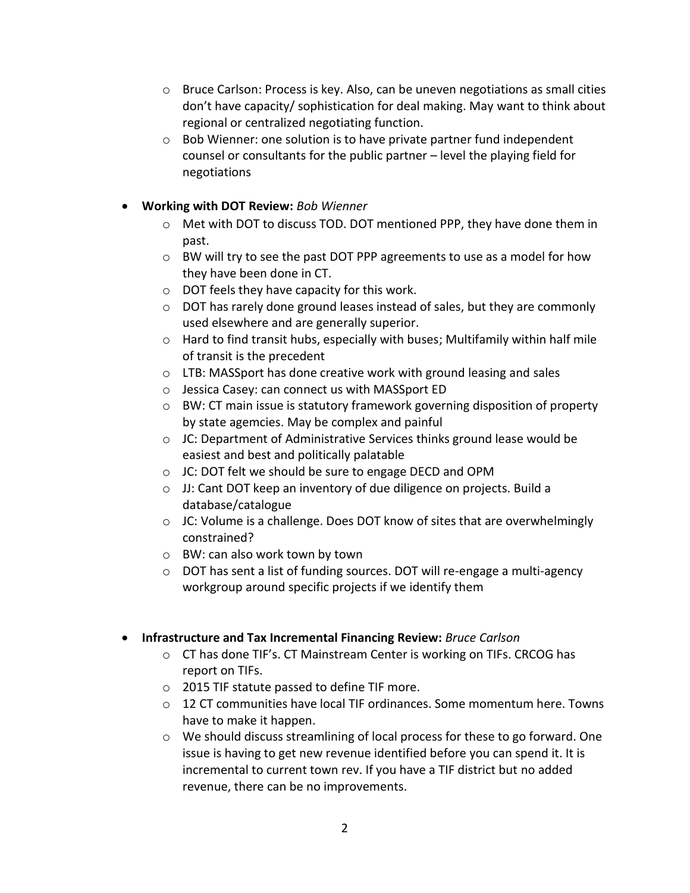- Bruce Carlson: Process is key. Also, can be uneven negotiations as small cities don't have capacity/ sophistication for deal making. May want to think about regional or centralized negotiating function.
   - Bob Wienner: one solution is to have private partner fund independent counsel or consultants for the public partner – level the playing field for negotiations

- **Working with DOT Review:** *Bob Wienner*
   - Met with DOT to discuss TOD. DOT mentioned PPP, they have done them in past.
   - BW will try to see the past DOT PPP agreements to use as a model for how they have been done in CT.
   - DOT feels they have capacity for this work.
   - DOT has rarely done ground leases instead of sales, but they are commonly used elsewhere and are generally superior.
   - Hard to find transit hubs, especially with buses; Multifamily within half mile of transit is the precedent
   - LTB: MASSport has done creative work with ground leasing and sales
   - Jessica Casey: can connect us with MASSport ED
   - BW: CT main issue is statutory framework governing disposition of property by state agemcies. May be complex and painful
   - JC: Department of Administrative Services thinks ground lease would be easiest and best and politically palatable
   - JC: DOT felt we should be sure to engage DECD and OPM
   - JJ: Cant DOT keep an inventory of due diligence on projects. Build a database/catalogue
   - JC: Volume is a challenge. Does DOT know of sites that are overwhelmingly constrained?
   - BW: can also work town by town
   - DOT has sent a list of funding sources. DOT will re-engage a multi-agency workgroup around specific projects if we identify them

- **Infrastructure and Tax Incremental Financing Review:** *Bruce Carlson*
   - CT has done TIF's. CT Mainstream Center is working on TIFs. CRCOG has report on TIFs.
   - 2015 TIF statute passed to define TIF more.
   - 12 CT communities have local TIF ordinances. Some momentum here. Towns have to make it happen.
   - We should discuss streamlining of local process for these to go forward. One issue is having to get new revenue identified before you can spend it. It is incremental to current town rev. If you have a TIF district but no added revenue, there can be no improvements.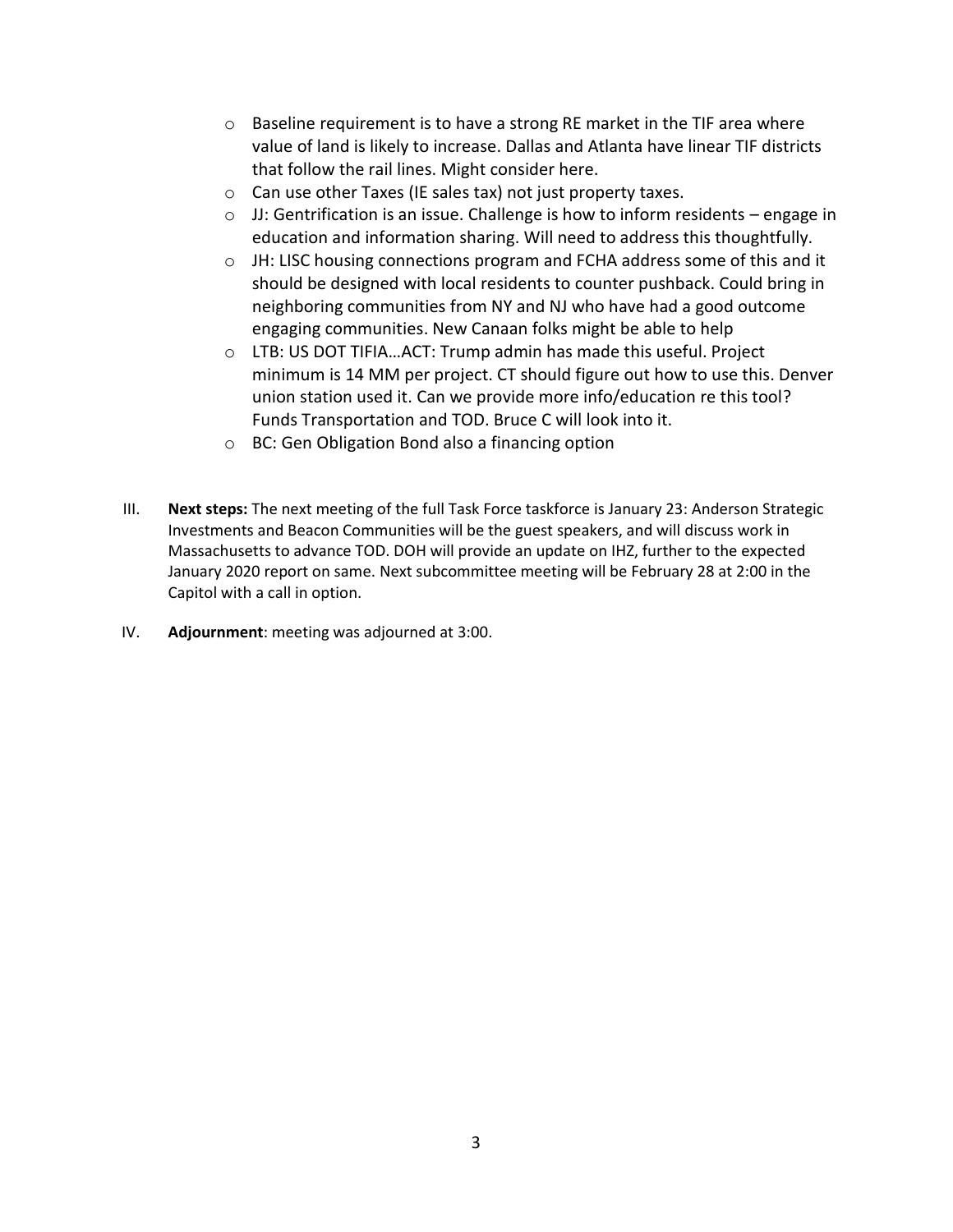- Baseline requirement is to have a strong RE market in the TIF area where value of land is likely to increase. Dallas and Atlanta have linear TIF districts that follow the rail lines. Might consider here.
- Can use other Taxes (IE sales tax) not just property taxes.
- JJ: Gentrification is an issue. Challenge is how to inform residents – engage in education and information sharing. Will need to address this thoughtfully.
- JH: LISC housing connections program and FCHA address some of this and it should be designed with local residents to counter pushback. Could bring in neighboring communities from NY and NJ who have had a good outcome engaging communities. New Canaan folks might be able to help
- LTB: US DOT TIFIA…ACT: Trump admin has made this useful. Project minimum is 14 MM per project. CT should figure out how to use this. Denver union station used it. Can we provide more info/education re this tool? Funds Transportation and TOD. Bruce C will look into it.
- BC: Gen Obligation Bond also a financing option

III. **Next steps:** The next meeting of the full Task Force taskforce is January 23: Anderson Strategic Investments and Beacon Communities will be the guest speakers, and will discuss work in Massachusetts to advance TOD. DOH will provide an update on IHZ, further to the expected January 2020 report on same. Next subcommittee meeting will be February 28 at 2:00 in the Capitol with a call in option.

IV. **Adjournment**: meeting was adjourned at 3:00.